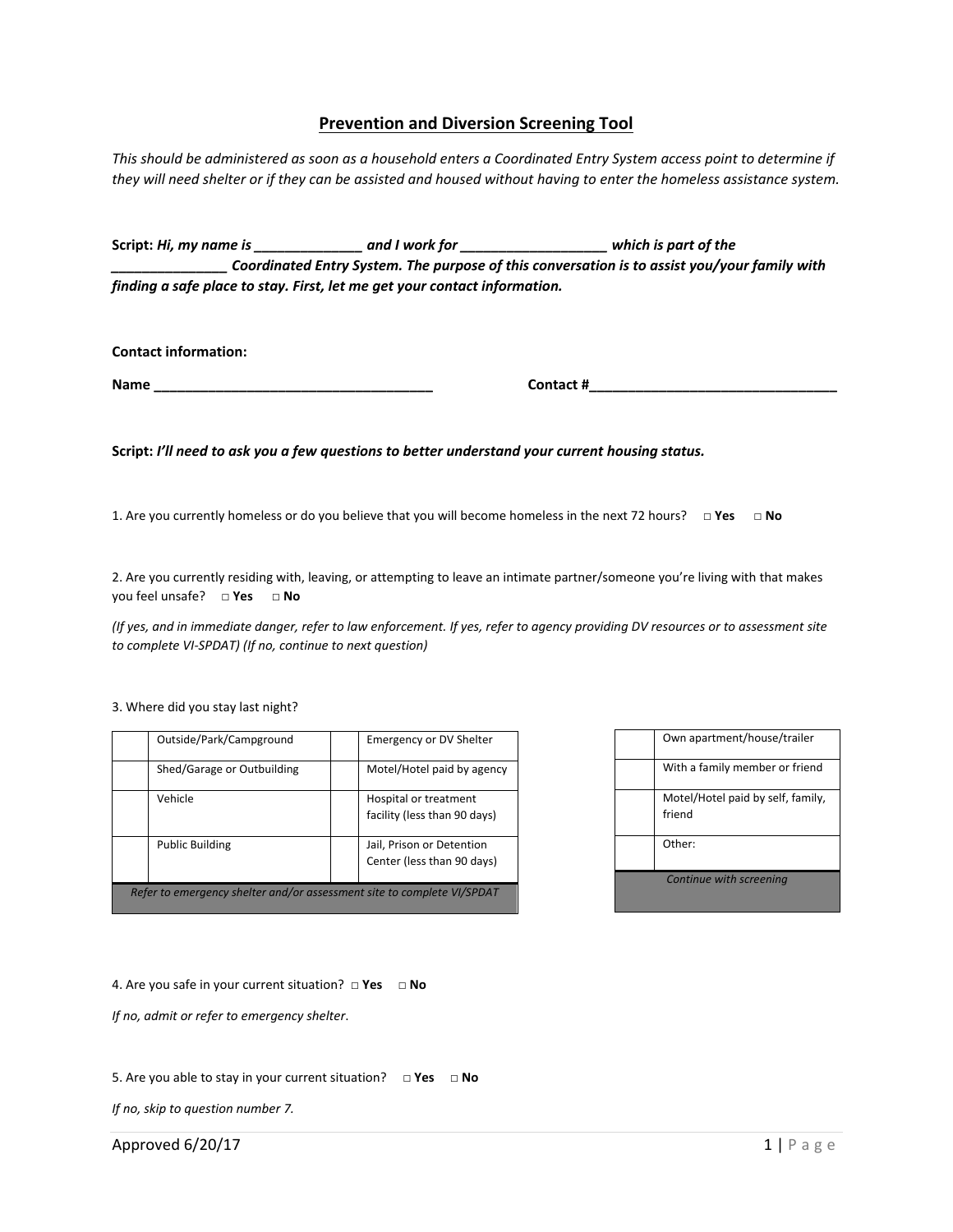## Prevention and Diversion Screening Tool

*This should be administered as soon as a household enters a Coordinated Entry System access point to determine if they will need shelter or if they can be assisted and housed without having to enter the homeless assistance system.*

**Script:** ***Hi, my name is ______________ and I work for ___________________ which is part of the _______________ Coordinated Entry System. The purpose of this conversation is to assist you/your family with finding a safe place to stay. First, let me get your contact information.***

**Contact information:**

**Name _____________________________________** **Contact #_________________________________**

**Script:** ***I'll need to ask you a few questions to better understand your current housing status.***

1. Are you currently homeless or do you believe that you will become homeless in the next 72 hours? □ **Yes** □ **No**

2. Are you currently residing with, leaving, or attempting to leave an intimate partner/someone you're living with that makes you feel unsafe? □ **Yes** □ **No**

*(If yes, and in immediate danger, refer to law enforcement. If yes, refer to agency providing DV resources or to assessment site to complete VI-SPDAT) (If no, continue to next question)*

3. Where did you stay last night?

| | | | |
|---|---|---|---|
| | Outside/Park/Campground | | Emergency or DV Shelter |
| | Shed/Garage or Outbuilding | | Motel/Hotel paid by agency |
| | Vehicle | | Hospital or treatment facility (less than 90 days) |
| | Public Building | | Jail, Prison or Detention Center (less than 90 days) |
| *Refer to emergency shelter and/or assessment site to complete VI/SPDAT* | | | |

| | |
|---|---|
| | Own apartment/house/trailer |
| | With a family member or friend |
| | Motel/Hotel paid by self, family, friend |
| | Other: |
| *Continue with screening* | |

4. Are you safe in your current situation? □ **Yes** □ **No**

*If no, admit or refer to emergency shelter.*

5. Are you able to stay in your current situation? □ **Yes** □ **No**

*If no, skip to question number 7.*

Approved 6/20/17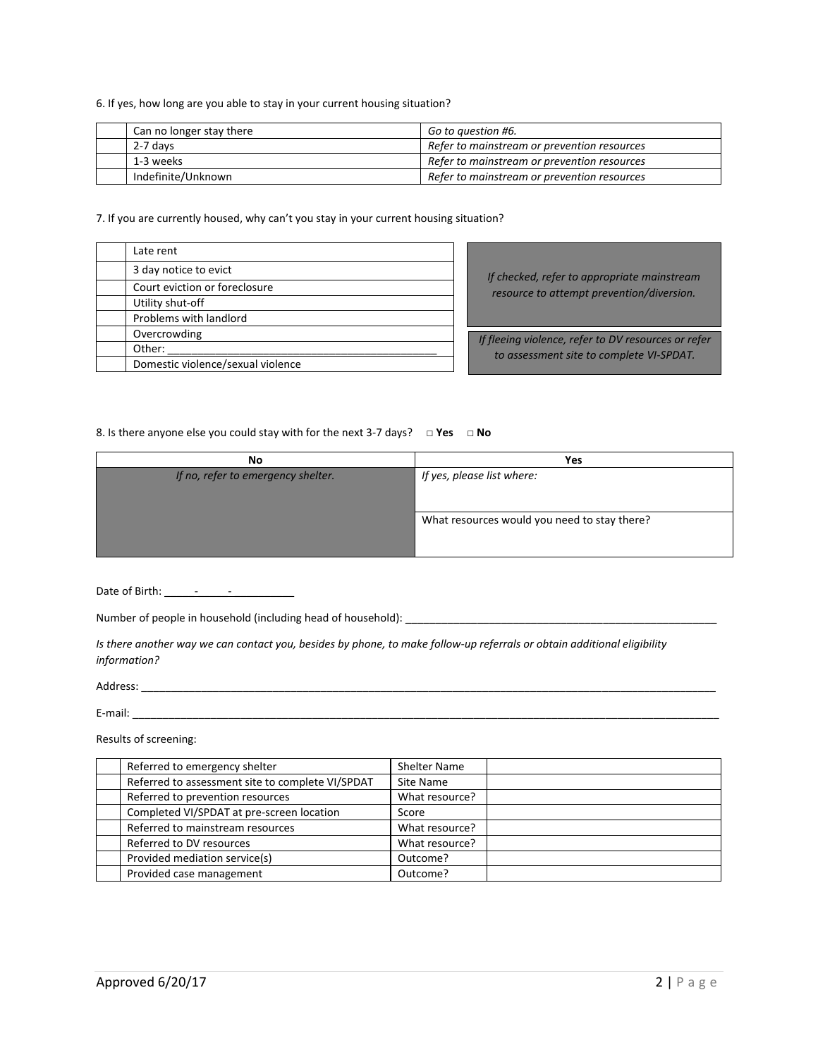6. If yes, how long are you able to stay in your current housing situation?

| | | |
|---|---|---|
| | Can no longer stay there | *Go to question #6.* |
| | 2-7 days | *Refer to mainstream or prevention resources* |
| | 1-3 weeks | *Refer to mainstream or prevention resources* |
| | Indefinite/Unknown | *Refer to mainstream or prevention resources* |

7. If you are currently housed, why can't you stay in your current housing situation?

| | | |
|---|---|---|
| | Late rent | *If checked, refer to appropriate mainstream resource to attempt prevention/diversion.* |
| | 3 day notice to evict | |
| | Court eviction or foreclosure | |
| | Utility shut-off | |
| | Problems with landlord | |
| | Overcrowding | *If fleeing violence, refer to DV resources or refer to assessment site to complete VI-SPDAT.* |
| | Other: ___________________________________________ | |
| | Domestic violence/sexual violence | |

8. Is there anyone else you could stay with for the next 3-7 days? □ **Yes** □ **No**

| No | Yes |
|---|---|
| *If no, refer to emergency shelter.* | *If yes, please list where:* |
| | What resources would you need to stay there? |

Date of Birth: _____-_____-___________

Number of people in household (including head of household): ____________________________________________________

*Is there another way we can contact you, besides by phone, to make follow-up referrals or obtain additional eligibility information?*

Address: ______________________________________________________________________________________________

E-mail: _______________________________________________________________________________________________

Results of screening:

| | | | |
|---|---|---|---|
| | Referred to emergency shelter | Shelter Name | |
| | Referred to assessment site to complete VI/SPDAT | Site Name | |
| | Referred to prevention resources | What resource? | |
| | Completed VI/SPDAT at pre-screen location | Score | |
| | Referred to mainstream resources | What resource? | |
| | Referred to DV resources | What resource? | |
| | Provided mediation service(s) | Outcome? | |
| | Provided case management | Outcome? | |

Approved 6/20/17